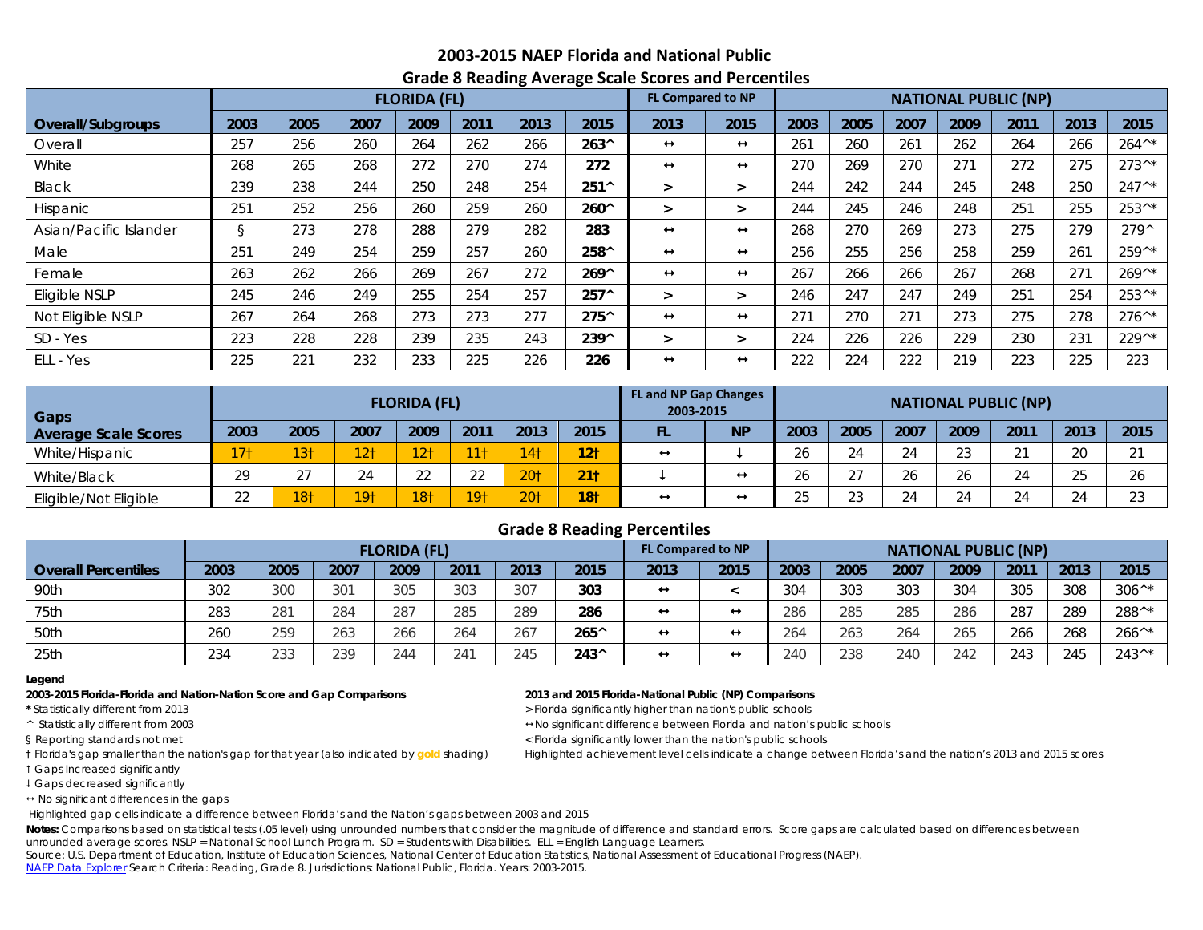## 2003-2015 NAEP Florida and National Public

## Grade 8 Reading Average Scale Scores and Percentiles

| Overall/Subgroups | FLORIDA (FL) | | | | | | | FL Compared to NP | | NATIONAL PUBLIC (NP) | | | | | | |
|---|---|---|---|---|---|---|---|---|---|---|---|---|---|---|---|---|
| | 2003 | 2005 | 2007 | 2009 | 2011 | 2013 | 2015 | 2013 | 2015 | 2003 | 2005 | 2007 | 2009 | 2011 | 2013 | 2015 |
| Overall | 257 | 256 | 260 | 264 | 262 | 266 | **263^** | ↔ | ↔ | 261 | 260 | 261 | 262 | 264 | 266 | 264^* |
| White | 268 | 265 | 268 | 272 | 270 | 274 | **272** | ↔ | ↔ | 270 | 269 | 270 | 271 | 272 | 275 | 273^* |
| Black | 239 | 238 | 244 | 250 | 248 | 254 | **251^** | > | > | 244 | 242 | 244 | 245 | 248 | 250 | 247^* |
| Hispanic | 251 | 252 | 256 | 260 | 259 | 260 | **260^** | > | > | 244 | 245 | 246 | 248 | 251 | 255 | 253^* |
| Asian/Pacific Islander | § | 273 | 278 | 288 | 279 | 282 | **283** | ↔ | ↔ | 268 | 270 | 269 | 273 | 275 | 279 | 279^ |
| Male | 251 | 249 | 254 | 259 | 257 | 260 | **258^** | ↔ | ↔ | 256 | 255 | 256 | 258 | 259 | 261 | 259^* |
| Female | 263 | 262 | 266 | 269 | 267 | 272 | **269^** | ↔ | ↔ | 267 | 266 | 266 | 267 | 268 | 271 | 269^* |
| Eligible NSLP | 245 | 246 | 249 | 255 | 254 | 257 | **257^** | > | > | 246 | 247 | 247 | 249 | 251 | 254 | 253^* |
| Not Eligible NSLP | 267 | 264 | 268 | 273 | 273 | 277 | **275^** | ↔ | ↔ | 271 | 270 | 271 | 273 | 275 | 278 | 276^* |
| SD - Yes | 223 | 228 | 228 | 239 | 235 | 243 | **239^** | > | > | 224 | 226 | 226 | 229 | 230 | 231 | 229^* |
| ELL - Yes | 225 | 221 | 232 | 233 | 225 | 226 | **226** | ↔ | ↔ | 222 | 224 | 222 | 219 | 223 | 225 | 223 |

| Gaps Average Scale Scores | FLORIDA (FL) | | | | | | | FL and NP Gap Changes 2003-2015 | | NATIONAL PUBLIC (NP) | | | | | | |
|---|---|---|---|---|---|---|---|---|---|---|---|---|---|---|---|---|
| | 2003 | 2005 | 2007 | 2009 | 2011 | 2013 | 2015 | FL | NP | 2003 | 2005 | 2007 | 2009 | 2011 | 2013 | 2015 |
| White/Hispanic | 17† | 13† | 12† | 12† | 11† | 14† | **12†** | ↔ | ↓ | 26 | 24 | 24 | 23 | 21 | 20 | 21 |
| White/Black | 29 | 27 | 24 | 22 | 22 | 20† | **21†** | ↓ | ↔ | 26 | 27 | 26 | 26 | 24 | 25 | 26 |
| Eligible/Not Eligible | 22 | 18† | 19† | 18† | 19† | 20† | **18†** | ↔ | ↔ | 25 | 23 | 24 | 24 | 24 | 24 | 23 |

## Grade 8 Reading Percentiles

| Overall Percentiles | FLORIDA (FL) | | | | | | | FL Compared to NP | | NATIONAL PUBLIC (NP) | | | | | | |
|---|---|---|---|---|---|---|---|---|---|---|---|---|---|---|---|---|
| | 2003 | 2005 | 2007 | 2009 | 2011 | 2013 | 2015 | 2013 | 2015 | 2003 | 2005 | 2007 | 2009 | 2011 | 2013 | 2015 |
| 90th | 302 | 300 | 301 | 305 | 303 | 307 | **303** | ↔ | < | 304 | 303 | 303 | 304 | 305 | 308 | 306^* |
| 75th | 283 | 281 | 284 | 287 | 285 | 289 | **286** | ↔ | ↔ | 286 | 285 | 285 | 286 | 287 | 289 | 288^* |
| 50th | 260 | 259 | 263 | 266 | 264 | 267 | **265^** | ↔ | ↔ | 264 | 263 | 264 | 265 | 266 | 268 | 266^* |
| 25th | 234 | 233 | 239 | 244 | 241 | 245 | **243^** | ↔ | ↔ | 240 | 238 | 240 | 242 | 243 | 245 | 243^* |

**Legend**

**2003-2015 Florida-Florida and Nation-Nation Score and Gap Comparisons**

- * Statistically different from 2013
- ^ Statistically different from 2003
- § Reporting standards not met
- † Florida's gap smaller than the nation's gap for that year (also indicated by gold shading)
- ↑ Gaps Increased significantly
- ↓ Gaps decreased significantly
- ↔ No significant differences in the gaps

Highlighted gap cells indicate a difference between Florida's and the Nation's gaps between 2003 and 2015

**2013 and 2015 Florida-National Public (NP) Comparisons**

- > Florida significantly higher than nation's public schools
- ↔ No significant difference between Florida and nation's public schools
- < Florida significantly lower than the nation's public schools

Highlighted achievement level cells indicate a change between Florida's and the nation's 2013 and 2015 scores

**Notes:** Comparisons based on statistical tests (.05 level) using unrounded numbers that consider the magnitude of difference and standard errors. Score gaps are calculated based on differences between unrounded average scores. NSLP = National School Lunch Program. SD = Students with Disabilities. ELL = English Language Learners.

Source: U.S. Department of Education, Institute of Education Sciences, National Center of Education Statistics, National Assessment of Educational Progress (NAEP).

NAEP Data Explorer Search Criteria: Reading, Grade 8. Jurisdictions: National Public, Florida. Years: 2003-2015.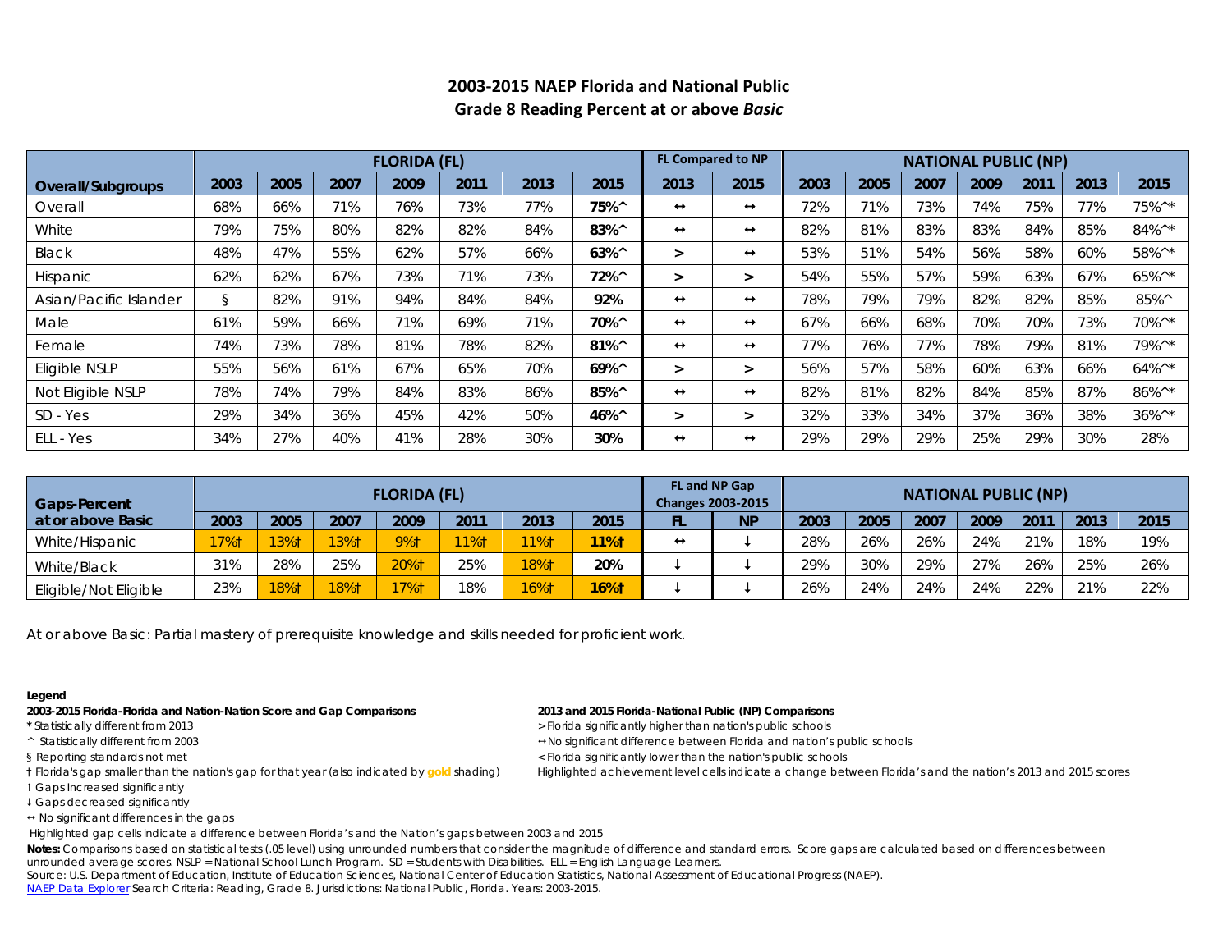# 2003-2015 NAEP Florida and National Public
## Grade 8 Reading Percent at or above *Basic*

| Overall/Subgroups | FLORIDA (FL) | | | | | | | FL Compared to NP | | NATIONAL PUBLIC (NP) | | | | | | |
|---|---|---|---|---|---|---|---|---|---|---|---|---|---|---|---|---|
| | 2003 | 2005 | 2007 | 2009 | 2011 | 2013 | 2015 | 2013 | 2015 | 2003 | 2005 | 2007 | 2009 | 2011 | 2013 | 2015 |
| Overall | 68% | 66% | 71% | 76% | 73% | 77% | **75%^** | ↔ | ↔ | 72% | 71% | 73% | 74% | 75% | 77% | 75%^* |
| White | 79% | 75% | 80% | 82% | 82% | 84% | **83%^** | ↔ | ↔ | 82% | 81% | 83% | 83% | 84% | 85% | 84%^* |
| Black | 48% | 47% | 55% | 62% | 57% | 66% | **63%^** | > | ↔ | 53% | 51% | 54% | 56% | 58% | 60% | 58%^* |
| Hispanic | 62% | 62% | 67% | 73% | 71% | 73% | **72%^** | > | > | 54% | 55% | 57% | 59% | 63% | 67% | 65%^* |
| Asian/Pacific Islander | § | 82% | 91% | 94% | 84% | 84% | **92%** | ↔ | ↔ | 78% | 79% | 79% | 82% | 82% | 85% | 85%^ |
| Male | 61% | 59% | 66% | 71% | 69% | 71% | **70%^** | ↔ | ↔ | 67% | 66% | 68% | 70% | 70% | 73% | 70%^* |
| Female | 74% | 73% | 78% | 81% | 78% | 82% | **81%^** | ↔ | ↔ | 77% | 76% | 77% | 78% | 79% | 81% | 79%^* |
| Eligible NSLP | 55% | 56% | 61% | 67% | 65% | 70% | **69%^** | > | > | 56% | 57% | 58% | 60% | 63% | 66% | 64%^* |
| Not Eligible NSLP | 78% | 74% | 79% | 84% | 83% | 86% | **85%^** | ↔ | ↔ | 82% | 81% | 82% | 84% | 85% | 87% | 86%^* |
| SD - Yes | 29% | 34% | 36% | 45% | 42% | 50% | **46%^** | > | > | 32% | 33% | 34% | 37% | 36% | 38% | 36%^* |
| ELL - Yes | 34% | 27% | 40% | 41% | 28% | 30% | **30%** | ↔ | ↔ | 29% | 29% | 29% | 25% | 29% | 30% | 28% |

| Gaps-Percent at or above Basic | FLORIDA (FL) | | | | | | | FL and NP Gap Changes 2003-2015 | | NATIONAL PUBLIC (NP) | | | | | | |
|---|---|---|---|---|---|---|---|---|---|---|---|---|---|---|---|---|
| | 2003 | 2005 | 2007 | 2009 | 2011 | 2013 | 2015 | FL | NP | 2003 | 2005 | 2007 | 2009 | 2011 | 2013 | 2015 |
| White/Hispanic | 17%† | 13%† | 13%† | 9%† | 11%† | 11%† | **11%†** | ↔ | ↓ | 28% | 26% | 26% | 24% | 21% | 18% | 19% |
| White/Black | 31% | 28% | 25% | 20%† | 25% | 18%† | **20%** | ↓ | ↓ | 29% | 30% | 29% | 27% | 26% | 25% | 26% |
| Eligible/Not Eligible | 23% | 18%† | 18%† | 17%† | 18% | 16%† | **16%†** | ↓ | ↓ | 26% | 24% | 24% | 24% | 22% | 21% | 22% |

At or above Basic: Partial mastery of prerequisite knowledge and skills needed for proficient work.

**Legend**

**2003-2015 Florida-Florida and Nation-Nation Score and Gap Comparisons**

**\*** Statistically different from 2013
^ Statistically different from 2003
§ Reporting standards not met
† Florida's gap smaller than the nation's gap for that year (also indicated by **gold** shading)
↑ Gaps Increased significantly
↓ Gaps decreased significantly
↔ No significant differences in the gaps
Highlighted gap cells indicate a difference between Florida's and the Nation's gaps between 2003 and 2015

**2013 and 2015 Florida-National Public (NP) Comparisons**

> Florida significantly higher than nation's public schools
↔ No significant difference between Florida and nation's public schools
< Florida significantly lower than the nation's public schools
Highlighted achievement level cells indicate a change between Florida's and the nation's 2013 and 2015 scores

**Notes:** Comparisons based on statistical tests (.05 level) using unrounded numbers that consider the magnitude of difference and standard errors. Score gaps are calculated based on differences between unrounded average scores. NSLP = National School Lunch Program. SD = Students with Disabilities. ELL = English Language Learners.
Source: U.S. Department of Education, Institute of Education Sciences, National Center of Education Statistics, National Assessment of Educational Progress (NAEP).
NAEP Data Explorer Search Criteria: Reading, Grade 8. Jurisdictions: National Public, Florida. Years: 2003-2015.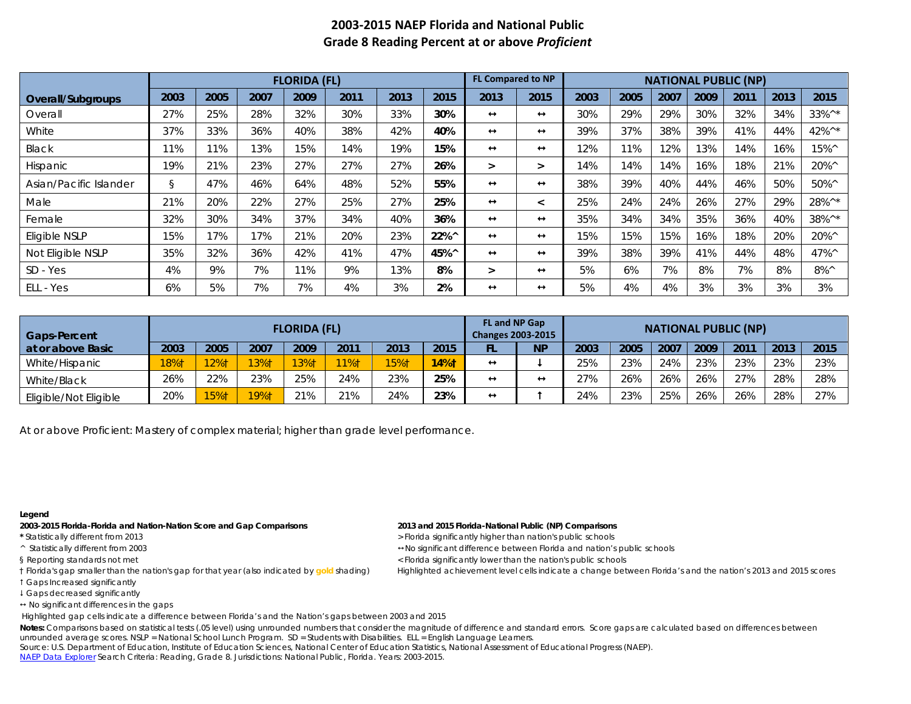# 2003-2015 NAEP Florida and National Public
## Grade 8 Reading Percent at or above *Proficient*

| Overall/Subgroups | FLORIDA (FL) | | | | | | | FL Compared to NP | | NATIONAL PUBLIC (NP) | | | | | | |
|---|---|---|---|---|---|---|---|---|---|---|---|---|---|---|---|---|
| | 2003 | 2005 | 2007 | 2009 | 2011 | 2013 | 2015 | 2013 | 2015 | 2003 | 2005 | 2007 | 2009 | 2011 | 2013 | 2015 |
| Overall | 27% | 25% | 28% | 32% | 30% | 33% | **30%** | ↔ | ↔ | 30% | 29% | 29% | 30% | 32% | 34% | 33%^* |
| White | 37% | 33% | 36% | 40% | 38% | 42% | **40%** | ↔ | ↔ | 39% | 37% | 38% | 39% | 41% | 44% | 42%^* |
| Black | 11% | 11% | 13% | 15% | 14% | 19% | **15%** | ↔ | ↔ | 12% | 11% | 12% | 13% | 14% | 16% | 15%^ |
| Hispanic | 19% | 21% | 23% | 27% | 27% | 27% | **26%** | > | > | 14% | 14% | 14% | 16% | 18% | 21% | 20%^ |
| Asian/Pacific Islander | § | 47% | 46% | 64% | 48% | 52% | **55%** | ↔ | ↔ | 38% | 39% | 40% | 44% | 46% | 50% | 50%^ |
| Male | 21% | 20% | 22% | 27% | 25% | 27% | **25%** | ↔ | < | 25% | 24% | 24% | 26% | 27% | 29% | 28%^* |
| Female | 32% | 30% | 34% | 37% | 34% | 40% | **36%** | ↔ | ↔ | 35% | 34% | 34% | 35% | 36% | 40% | 38%^* |
| Eligible NSLP | 15% | 17% | 17% | 21% | 20% | 23% | **22%^** | ↔ | ↔ | 15% | 15% | 15% | 16% | 18% | 20% | 20%^ |
| Not Eligible NSLP | 35% | 32% | 36% | 42% | 41% | 47% | **45%^** | ↔ | ↔ | 39% | 38% | 39% | 41% | 44% | 48% | 47%^ |
| SD - Yes | 4% | 9% | 7% | 11% | 9% | 13% | **8%** | > | ↔ | 5% | 6% | 7% | 8% | 7% | 8% | 8%^ |
| ELL - Yes | 6% | 5% | 7% | 7% | 4% | 3% | **2%** | ↔ | ↔ | 5% | 4% | 4% | 3% | 3% | 3% | 3% |

| Gaps-Percent at or above Basic | FLORIDA (FL) | | | | | | | FL and NP Gap Changes 2003-2015 | | NATIONAL PUBLIC (NP) | | | | | | |
|---|---|---|---|---|---|---|---|---|---|---|---|---|---|---|---|---|
| | 2003 | 2005 | 2007 | 2009 | 2011 | 2013 | 2015 | FL | NP | 2003 | 2005 | 2007 | 2009 | 2011 | 2013 | 2015 |
| White/Hispanic | 18%† | 12%† | 13%† | 13%† | 11%† | 15%† | **14%†** | ↔ | ↓ | 25% | 23% | 24% | 23% | 23% | 23% | 23% |
| White/Black | 26% | 22% | 23% | 25% | 24% | 23% | **25%** | ↔ | ↔ | 27% | 26% | 26% | 26% | 27% | 28% | 28% |
| Eligible/Not Eligible | 20% | 15%† | 19%† | 21% | 21% | 24% | **23%** | ↔ | ↑ | 24% | 23% | 25% | 26% | 26% | 28% | 27% |

At or above Proficient: Mastery of complex material; higher than grade level performance.

**Legend**

**2003-2015 Florida-Florida and Nation-Nation Score and Gap Comparisons**

- * Statistically different from 2013
- ^ Statistically different from 2003
- § Reporting standards not met
- † Florida's gap smaller than the nation's gap for that year (also indicated by gold shading)
- ↑ Gaps Increased significantly
- ↓ Gaps decreased significantly
- ↔ No significant differences in the gaps

Highlighted gap cells indicate a difference between Florida's and the Nation's gaps between 2003 and 2015

**2013 and 2015 Florida-National Public (NP) Comparisons**

- > Florida significantly higher than nation's public schools
- ↔ No significant difference between Florida and nation's public schools
- < Florida significantly lower than the nation's public schools

Highlighted achievement level cells indicate a change between Florida's and the nation's 2013 and 2015 scores

**Notes:** Comparisons based on statistical tests (.05 level) using unrounded numbers that consider the magnitude of difference and standard errors. Score gaps are calculated based on differences between unrounded average scores. NSLP = National School Lunch Program. SD = Students with Disabilities. ELL = English Language Learners.

Source: U.S. Department of Education, Institute of Education Sciences, National Center of Education Statistics, National Assessment of Educational Progress (NAEP).

NAEP Data Explorer Search Criteria: Reading, Grade 8. Jurisdictions: National Public, Florida. Years: 2003-2015.